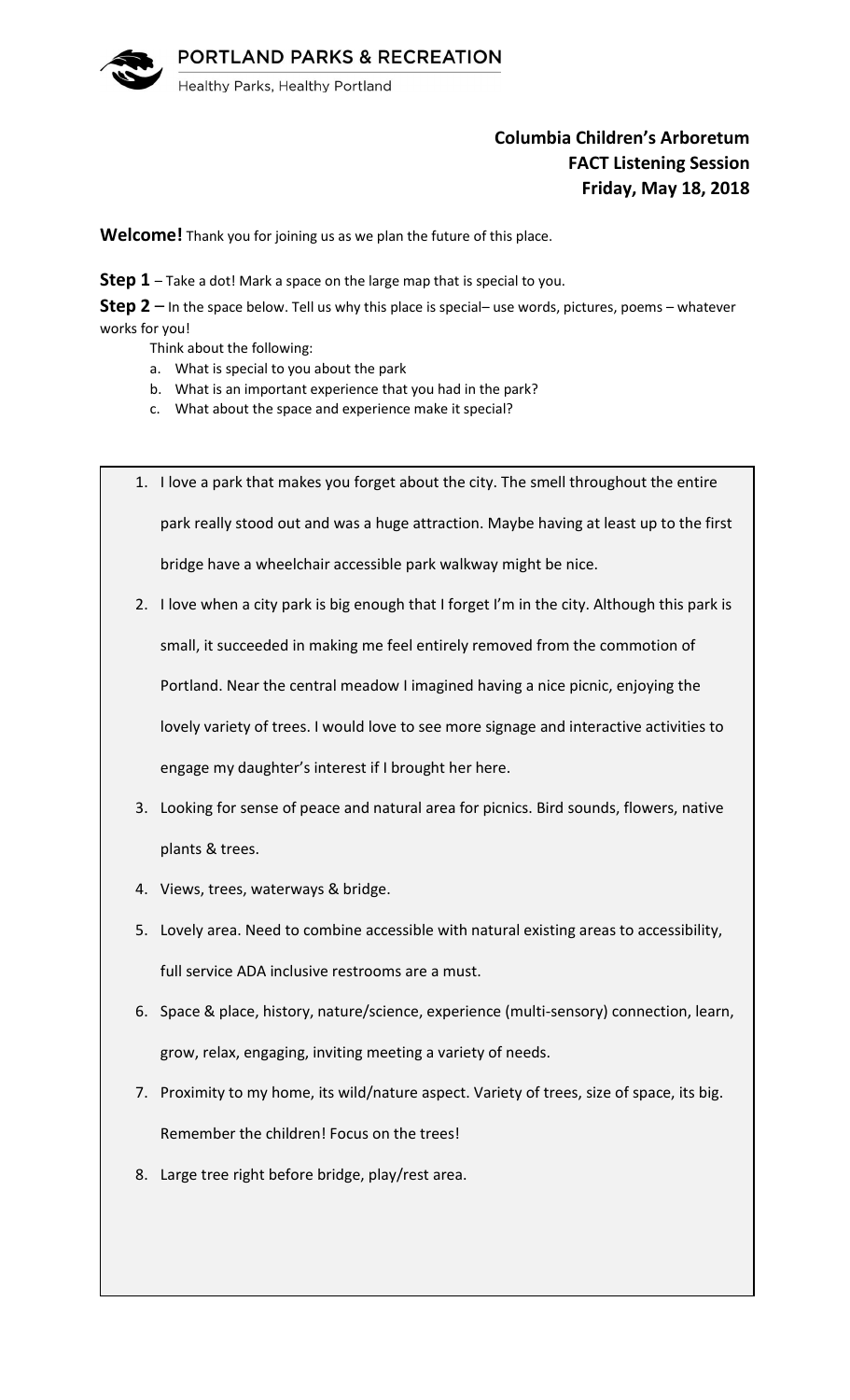PORTLAND PARKS & RECREATION

Healthy Parks, Healthy Portland

**Columbia Children's Arboretum**
**FACT Listening Session**
**Friday, May 18, 2018**

**Welcome!** Thank you for joining us as we plan the future of this place.

**Step 1** – Take a dot! Mark a space on the large map that is special to you.

**Step 2** – In the space below. Tell us why this place is special– use words, pictures, poems – whatever works for you!

Think about the following:

a. What is special to you about the park
b. What is an important experience that you had in the park?
c. What about the space and experience make it special?

1. I love a park that makes you forget about the city. The smell throughout the entire park really stood out and was a huge attraction. Maybe having at least up to the first bridge have a wheelchair accessible park walkway might be nice.
2. I love when a city park is big enough that I forget I'm in the city. Although this park is small, it succeeded in making me feel entirely removed from the commotion of Portland. Near the central meadow I imagined having a nice picnic, enjoying the lovely variety of trees. I would love to see more signage and interactive activities to engage my daughter's interest if I brought her here.
3. Looking for sense of peace and natural area for picnics. Bird sounds, flowers, native plants & trees.
4. Views, trees, waterways & bridge.
5. Lovely area. Need to combine accessible with natural existing areas to accessibility, full service ADA inclusive restrooms are a must.
6. Space & place, history, nature/science, experience (multi-sensory) connection, learn, grow, relax, engaging, inviting meeting a variety of needs.
7. Proximity to my home, its wild/nature aspect. Variety of trees, size of space, its big. Remember the children! Focus on the trees!
8. Large tree right before bridge, play/rest area.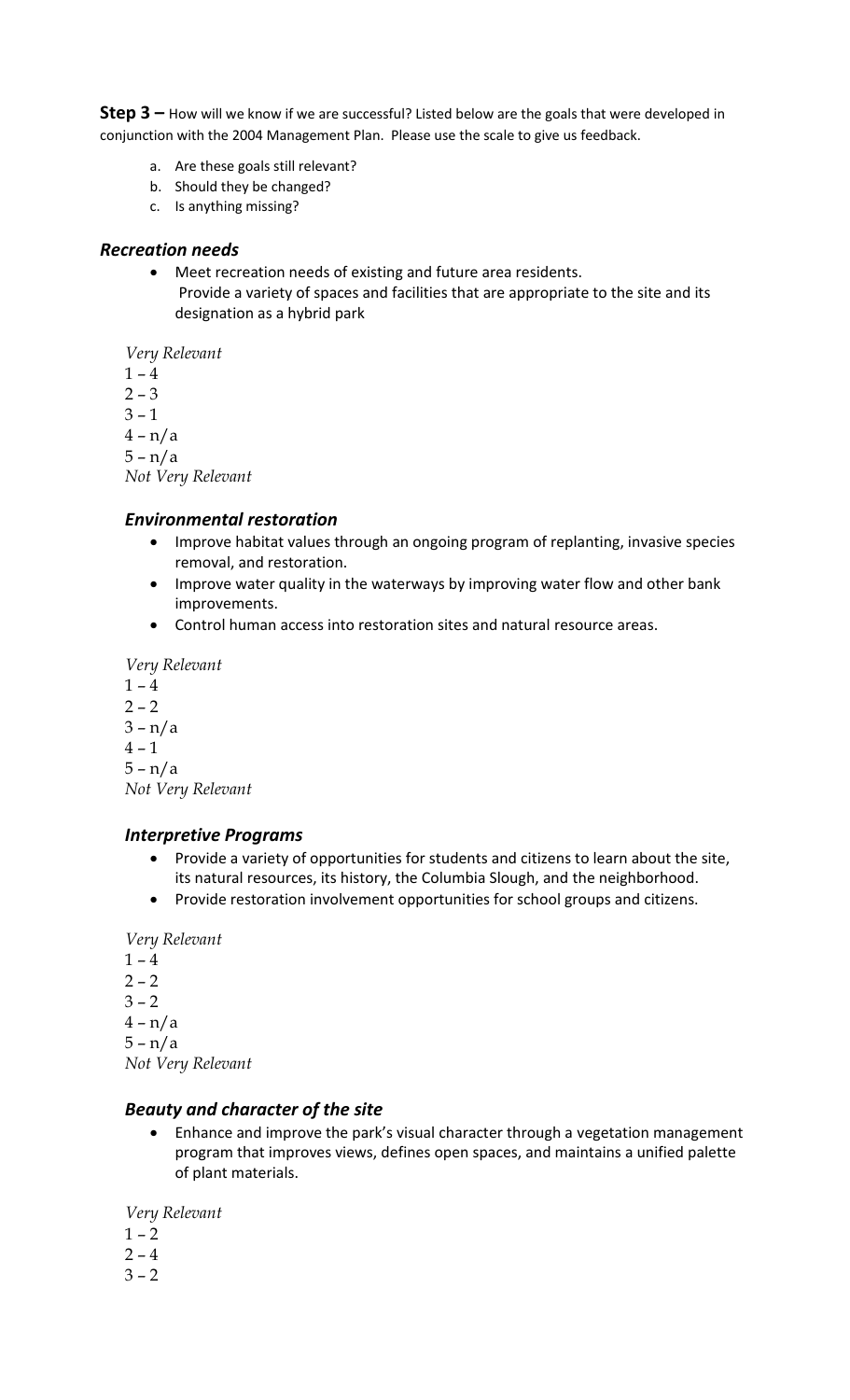**Step 3 –** How will we know if we are successful? Listed below are the goals that were developed in conjunction with the 2004 Management Plan. Please use the scale to give us feedback.

a. Are these goals still relevant?
b. Should they be changed?
c. Is anything missing?

### *Recreation needs*

- Meet recreation needs of existing and future area residents.
  Provide a variety of spaces and facilities that are appropriate to the site and its designation as a hybrid park

*Very Relevant*
1 – 4
2 – 3
3 – 1
4 – n/a
5 – n/a
*Not Very Relevant*

### *Environmental restoration*

- Improve habitat values through an ongoing program of replanting, invasive species removal, and restoration.
- Improve water quality in the waterways by improving water flow and other bank improvements.
- Control human access into restoration sites and natural resource areas.

*Very Relevant*
1 – 4
2 – 2
3 – n/a
4 – 1
5 – n/a
*Not Very Relevant*

### *Interpretive Programs*

- Provide a variety of opportunities for students and citizens to learn about the site, its natural resources, its history, the Columbia Slough, and the neighborhood.
- Provide restoration involvement opportunities for school groups and citizens.

*Very Relevant*
1 – 4
2 – 2
3 – 2
4 – n/a
5 – n/a
*Not Very Relevant*

### *Beauty and character of the site*

- Enhance and improve the park's visual character through a vegetation management program that improves views, defines open spaces, and maintains a unified palette of plant materials.

*Very Relevant*
1 – 2
2 – 4
3 – 2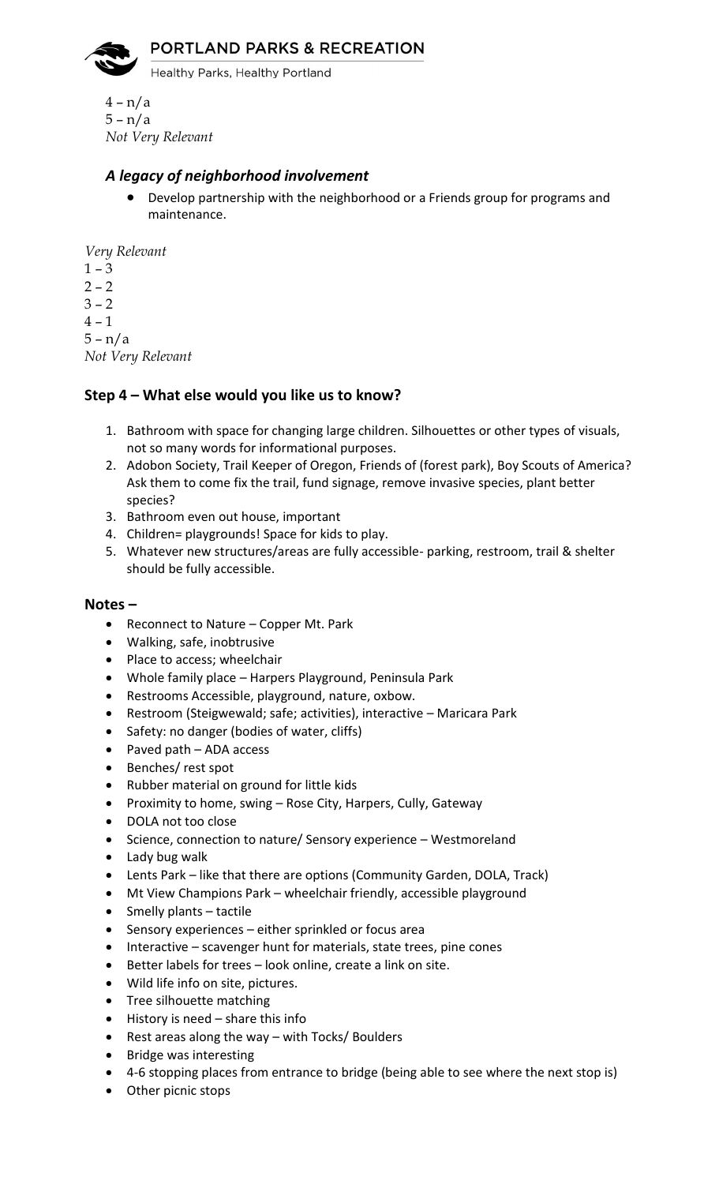4 – n/a
5 – n/a
*Not Very Relevant*

### *A legacy of neighborhood involvement*

- Develop partnership with the neighborhood or a Friends group for programs and maintenance.

*Very Relevant*
1 – 3
2 – 2
3 – 2
4 – 1
5 – n/a
*Not Very Relevant*

## Step 4 – What else would you like us to know?

1. Bathroom with space for changing large children. Silhouettes or other types of visuals, not so many words for informational purposes.
2. Adobon Society, Trail Keeper of Oregon, Friends of (forest park), Boy Scouts of America? Ask them to come fix the trail, fund signage, remove invasive species, plant better species?
3. Bathroom even out house, important
4. Children= playgrounds! Space for kids to play.
5. Whatever new structures/areas are fully accessible- parking, restroom, trail & shelter should be fully accessible.

## Notes –

- Reconnect to Nature – Copper Mt. Park
- Walking, safe, inobtrusive
- Place to access; wheelchair
- Whole family place – Harpers Playground, Peninsula Park
- Restrooms Accessible, playground, nature, oxbow.
- Restroom (Steigwewald; safe; activities), interactive – Maricara Park
- Safety: no danger (bodies of water, cliffs)
- Paved path – ADA access
- Benches/ rest spot
- Rubber material on ground for little kids
- Proximity to home, swing – Rose City, Harpers, Cully, Gateway
- DOLA not too close
- Science, connection to nature/ Sensory experience – Westmoreland
- Lady bug walk
- Lents Park – like that there are options (Community Garden, DOLA, Track)
- Mt View Champions Park – wheelchair friendly, accessible playground
- Smelly plants – tactile
- Sensory experiences – either sprinkled or focus area
- Interactive – scavenger hunt for materials, state trees, pine cones
- Better labels for trees – look online, create a link on site.
- Wild life info on site, pictures.
- Tree silhouette matching
- History is need – share this info
- Rest areas along the way – with Tocks/ Boulders
- Bridge was interesting
- 4-6 stopping places from entrance to bridge (being able to see where the next stop is)
- Other picnic stops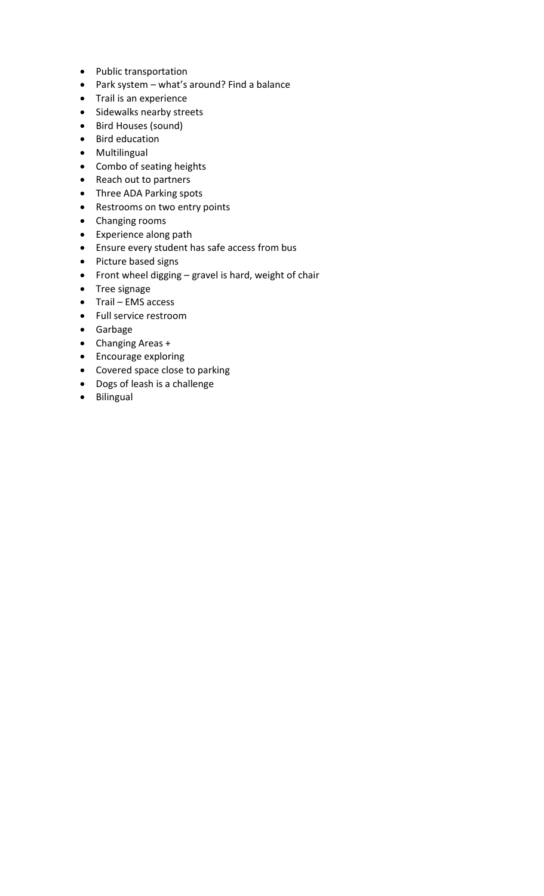- Public transportation
- Park system – what's around? Find a balance
- Trail is an experience
- Sidewalks nearby streets
- Bird Houses (sound)
- Bird education
- Multilingual
- Combo of seating heights
- Reach out to partners
- Three ADA Parking spots
- Restrooms on two entry points
- Changing rooms
- Experience along path
- Ensure every student has safe access from bus
- Picture based signs
- Front wheel digging – gravel is hard, weight of chair
- Tree signage
- Trail – EMS access
- Full service restroom
- Garbage
- Changing Areas +
- Encourage exploring
- Covered space close to parking
- Dogs of leash is a challenge
- Bilingual